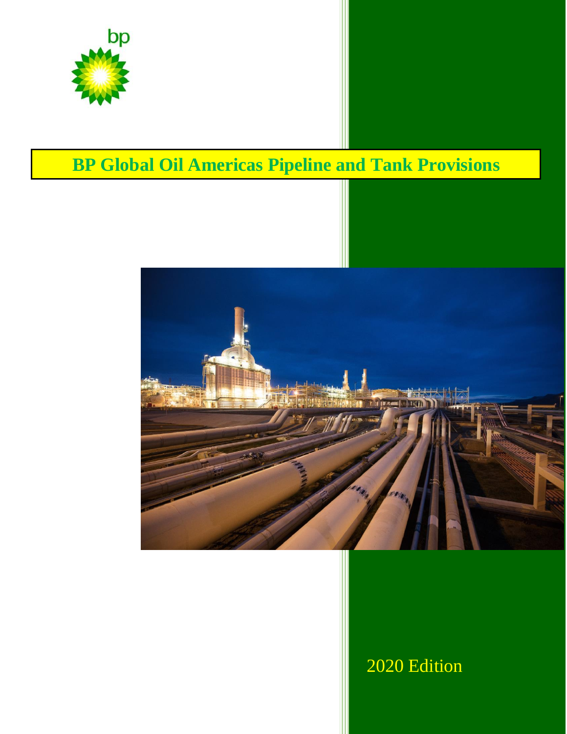bp

# BP Global Oil Americas Pipeline and Tank Provisions

2020 Edition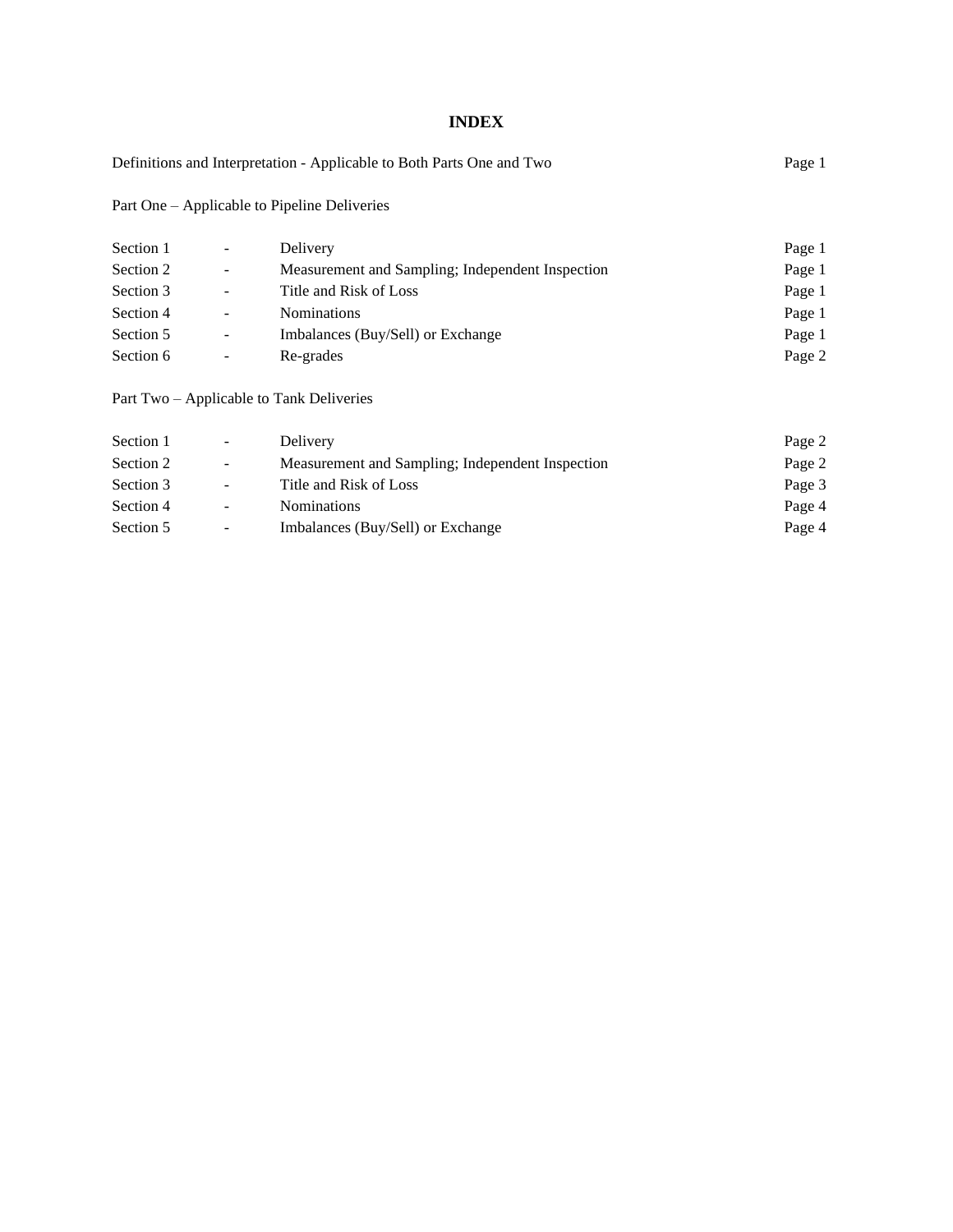# INDEX

| | | | |
|---|---|---|---|
| Definitions and Interpretation - Applicable to Both Parts One and Two | | | Page 1 |
| Part One – Applicable to Pipeline Deliveries | | | |
| Section 1 | - | Delivery | Page 1 |
| Section 2 | - | Measurement and Sampling; Independent Inspection | Page 1 |
| Section 3 | - | Title and Risk of Loss | Page 1 |
| Section 4 | - | Nominations | Page 1 |
| Section 5 | - | Imbalances (Buy/Sell) or Exchange | Page 1 |
| Section 6 | - | Re-grades | Page 2 |
| Part Two – Applicable to Tank Deliveries | | | |
| Section 1 | - | Delivery | Page 2 |
| Section 2 | - | Measurement and Sampling; Independent Inspection | Page 2 |
| Section 3 | - | Title and Risk of Loss | Page 3 |
| Section 4 | - | Nominations | Page 4 |
| Section 5 | - | Imbalances (Buy/Sell) or Exchange | Page 4 |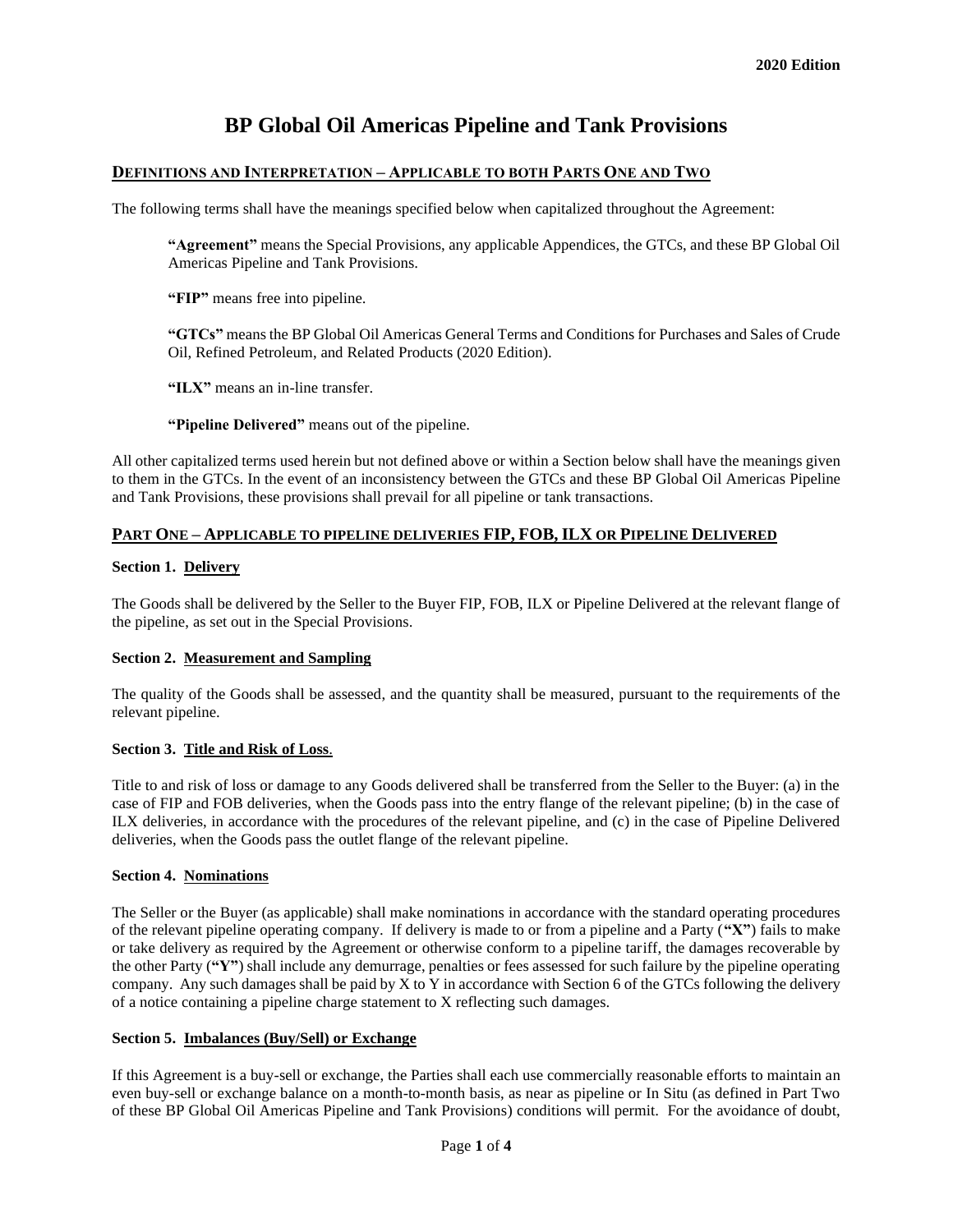# BP Global Oil Americas Pipeline and Tank Provisions

## DEFINITIONS AND INTERPRETATION – APPLICABLE TO BOTH PARTS ONE AND TWO

The following terms shall have the meanings specified below when capitalized throughout the Agreement:

> **"Agreement"** means the Special Provisions, any applicable Appendices, the GTCs, and these BP Global Oil Americas Pipeline and Tank Provisions.
>
> **"FIP"** means free into pipeline.
>
> **"GTCs"** means the BP Global Oil Americas General Terms and Conditions for Purchases and Sales of Crude Oil, Refined Petroleum, and Related Products (2020 Edition).
>
> **"ILX"** means an in-line transfer.
>
> **"Pipeline Delivered"** means out of the pipeline.

All other capitalized terms used herein but not defined above or within a Section below shall have the meanings given to them in the GTCs. In the event of an inconsistency between the GTCs and these BP Global Oil Americas Pipeline and Tank Provisions, these provisions shall prevail for all pipeline or tank transactions.

## PART ONE – APPLICABLE TO PIPELINE DELIVERIES FIP, FOB, ILX OR PIPELINE DELIVERED

### Section 1. Delivery

The Goods shall be delivered by the Seller to the Buyer FIP, FOB, ILX or Pipeline Delivered at the relevant flange of the pipeline, as set out in the Special Provisions.

### Section 2. Measurement and Sampling

The quality of the Goods shall be assessed, and the quantity shall be measured, pursuant to the requirements of the relevant pipeline.

### Section 3. Title and Risk of Loss.

Title to and risk of loss or damage to any Goods delivered shall be transferred from the Seller to the Buyer: (a) in the case of FIP and FOB deliveries, when the Goods pass into the entry flange of the relevant pipeline; (b) in the case of ILX deliveries, in accordance with the procedures of the relevant pipeline, and (c) in the case of Pipeline Delivered deliveries, when the Goods pass the outlet flange of the relevant pipeline.

### Section 4. Nominations

The Seller or the Buyer (as applicable) shall make nominations in accordance with the standard operating procedures of the relevant pipeline operating company. If delivery is made to or from a pipeline and a Party (**"X"**) fails to make or take delivery as required by the Agreement or otherwise conform to a pipeline tariff, the damages recoverable by the other Party (**"Y"**) shall include any demurrage, penalties or fees assessed for such failure by the pipeline operating company. Any such damages shall be paid by X to Y in accordance with Section 6 of the GTCs following the delivery of a notice containing a pipeline charge statement to X reflecting such damages.

### Section 5. Imbalances (Buy/Sell) or Exchange

If this Agreement is a buy-sell or exchange, the Parties shall each use commercially reasonable efforts to maintain an even buy-sell or exchange balance on a month-to-month basis, as near as pipeline or In Situ (as defined in Part Two of these BP Global Oil Americas Pipeline and Tank Provisions) conditions will permit. For the avoidance of doubt,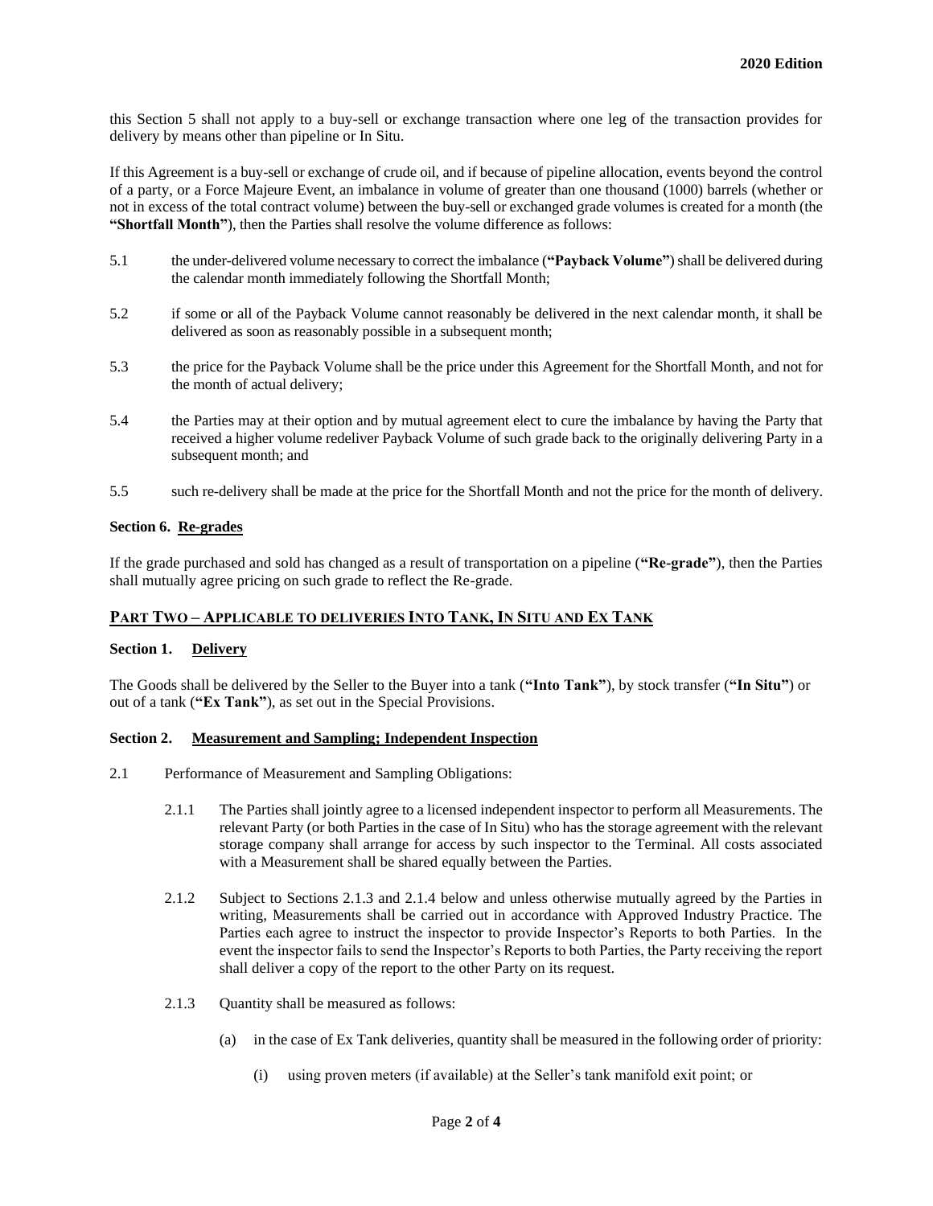this Section 5 shall not apply to a buy-sell or exchange transaction where one leg of the transaction provides for delivery by means other than pipeline or In Situ.

If this Agreement is a buy-sell or exchange of crude oil, and if because of pipeline allocation, events beyond the control of a party, or a Force Majeure Event, an imbalance in volume of greater than one thousand (1000) barrels (whether or not in excess of the total contract volume) between the buy-sell or exchanged grade volumes is created for a month (the **"Shortfall Month"**), then the Parties shall resolve the volume difference as follows:

5.1 the under-delivered volume necessary to correct the imbalance (**"Payback Volume"**) shall be delivered during the calendar month immediately following the Shortfall Month;

5.2 if some or all of the Payback Volume cannot reasonably be delivered in the next calendar month, it shall be delivered as soon as reasonably possible in a subsequent month;

5.3 the price for the Payback Volume shall be the price under this Agreement for the Shortfall Month, and not for the month of actual delivery;

5.4 the Parties may at their option and by mutual agreement elect to cure the imbalance by having the Party that received a higher volume redeliver Payback Volume of such grade back to the originally delivering Party in a subsequent month; and

5.5 such re-delivery shall be made at the price for the Shortfall Month and not the price for the month of delivery.

**Section 6. Re-grades**

If the grade purchased and sold has changed as a result of transportation on a pipeline (**"Re-grade"**), then the Parties shall mutually agree pricing on such grade to reflect the Re-grade.

## PART TWO – APPLICABLE TO DELIVERIES INTO TANK, IN SITU AND EX TANK

**Section 1. Delivery**

The Goods shall be delivered by the Seller to the Buyer into a tank (**"Into Tank"**), by stock transfer (**"In Situ"**) or out of a tank (**"Ex Tank"**), as set out in the Special Provisions.

**Section 2. Measurement and Sampling; Independent Inspection**

2.1 Performance of Measurement and Sampling Obligations:

2.1.1 The Parties shall jointly agree to a licensed independent inspector to perform all Measurements. The relevant Party (or both Parties in the case of In Situ) who has the storage agreement with the relevant storage company shall arrange for access by such inspector to the Terminal. All costs associated with a Measurement shall be shared equally between the Parties.

2.1.2 Subject to Sections 2.1.3 and 2.1.4 below and unless otherwise mutually agreed by the Parties in writing, Measurements shall be carried out in accordance with Approved Industry Practice. The Parties each agree to instruct the inspector to provide Inspector's Reports to both Parties. In the event the inspector fails to send the Inspector's Reports to both Parties, the Party receiving the report shall deliver a copy of the report to the other Party on its request.

2.1.3 Quantity shall be measured as follows:

(a) in the case of Ex Tank deliveries, quantity shall be measured in the following order of priority:

(i) using proven meters (if available) at the Seller's tank manifold exit point; or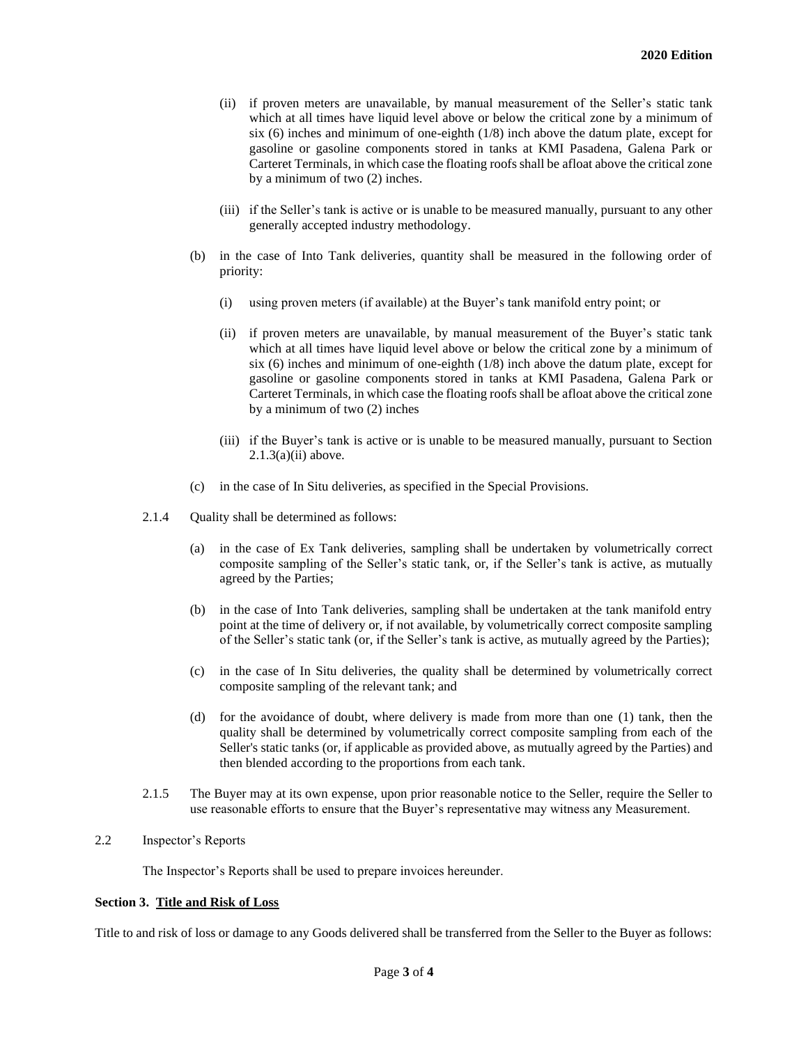(ii) if proven meters are unavailable, by manual measurement of the Seller's static tank which at all times have liquid level above or below the critical zone by a minimum of six (6) inches and minimum of one-eighth (1/8) inch above the datum plate, except for gasoline or gasoline components stored in tanks at KMI Pasadena, Galena Park or Carteret Terminals, in which case the floating roofs shall be afloat above the critical zone by a minimum of two (2) inches.

(iii) if the Seller's tank is active or is unable to be measured manually, pursuant to any other generally accepted industry methodology.

(b) in the case of Into Tank deliveries, quantity shall be measured in the following order of priority:

(i) using proven meters (if available) at the Buyer's tank manifold entry point; or

(ii) if proven meters are unavailable, by manual measurement of the Buyer's static tank which at all times have liquid level above or below the critical zone by a minimum of six (6) inches and minimum of one-eighth (1/8) inch above the datum plate, except for gasoline or gasoline components stored in tanks at KMI Pasadena, Galena Park or Carteret Terminals, in which case the floating roofs shall be afloat above the critical zone by a minimum of two (2) inches

(iii) if the Buyer's tank is active or is unable to be measured manually, pursuant to Section 2.1.3(a)(ii) above.

(c) in the case of In Situ deliveries, as specified in the Special Provisions.

2.1.4 Quality shall be determined as follows:

(a) in the case of Ex Tank deliveries, sampling shall be undertaken by volumetrically correct composite sampling of the Seller's static tank, or, if the Seller's tank is active, as mutually agreed by the Parties;

(b) in the case of Into Tank deliveries, sampling shall be undertaken at the tank manifold entry point at the time of delivery or, if not available, by volumetrically correct composite sampling of the Seller's static tank (or, if the Seller's tank is active, as mutually agreed by the Parties);

(c) in the case of In Situ deliveries, the quality shall be determined by volumetrically correct composite sampling of the relevant tank; and

(d) for the avoidance of doubt, where delivery is made from more than one (1) tank, then the quality shall be determined by volumetrically correct composite sampling from each of the Seller's static tanks (or, if applicable as provided above, as mutually agreed by the Parties) and then blended according to the proportions from each tank.

2.1.5 The Buyer may at its own expense, upon prior reasonable notice to the Seller, require the Seller to use reasonable efforts to ensure that the Buyer's representative may witness any Measurement.

2.2 Inspector's Reports

The Inspector's Reports shall be used to prepare invoices hereunder.

**Section 3. Title and Risk of Loss**

Title to and risk of loss or damage to any Goods delivered shall be transferred from the Seller to the Buyer as follows: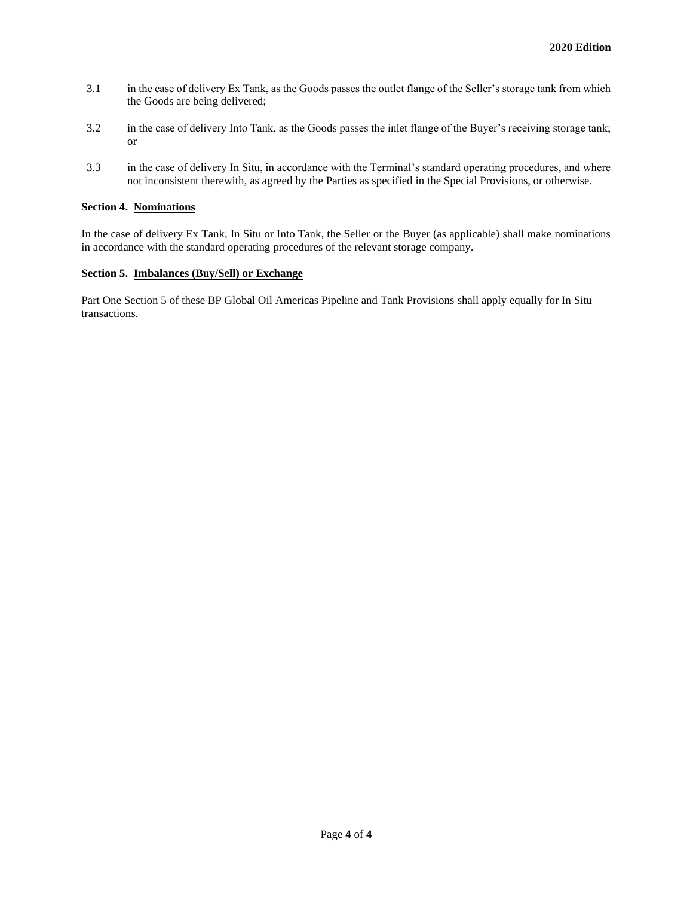3.1 in the case of delivery Ex Tank, as the Goods passes the outlet flange of the Seller's storage tank from which the Goods are being delivered;

3.2 in the case of delivery Into Tank, as the Goods passes the inlet flange of the Buyer's receiving storage tank; or

3.3 in the case of delivery In Situ, in accordance with the Terminal's standard operating procedures, and where not inconsistent therewith, as agreed by the Parties as specified in the Special Provisions, or otherwise.

**Section 4. Nominations**

In the case of delivery Ex Tank, In Situ or Into Tank, the Seller or the Buyer (as applicable) shall make nominations in accordance with the standard operating procedures of the relevant storage company.

**Section 5. Imbalances (Buy/Sell) or Exchange**

Part One Section 5 of these BP Global Oil Americas Pipeline and Tank Provisions shall apply equally for In Situ transactions.